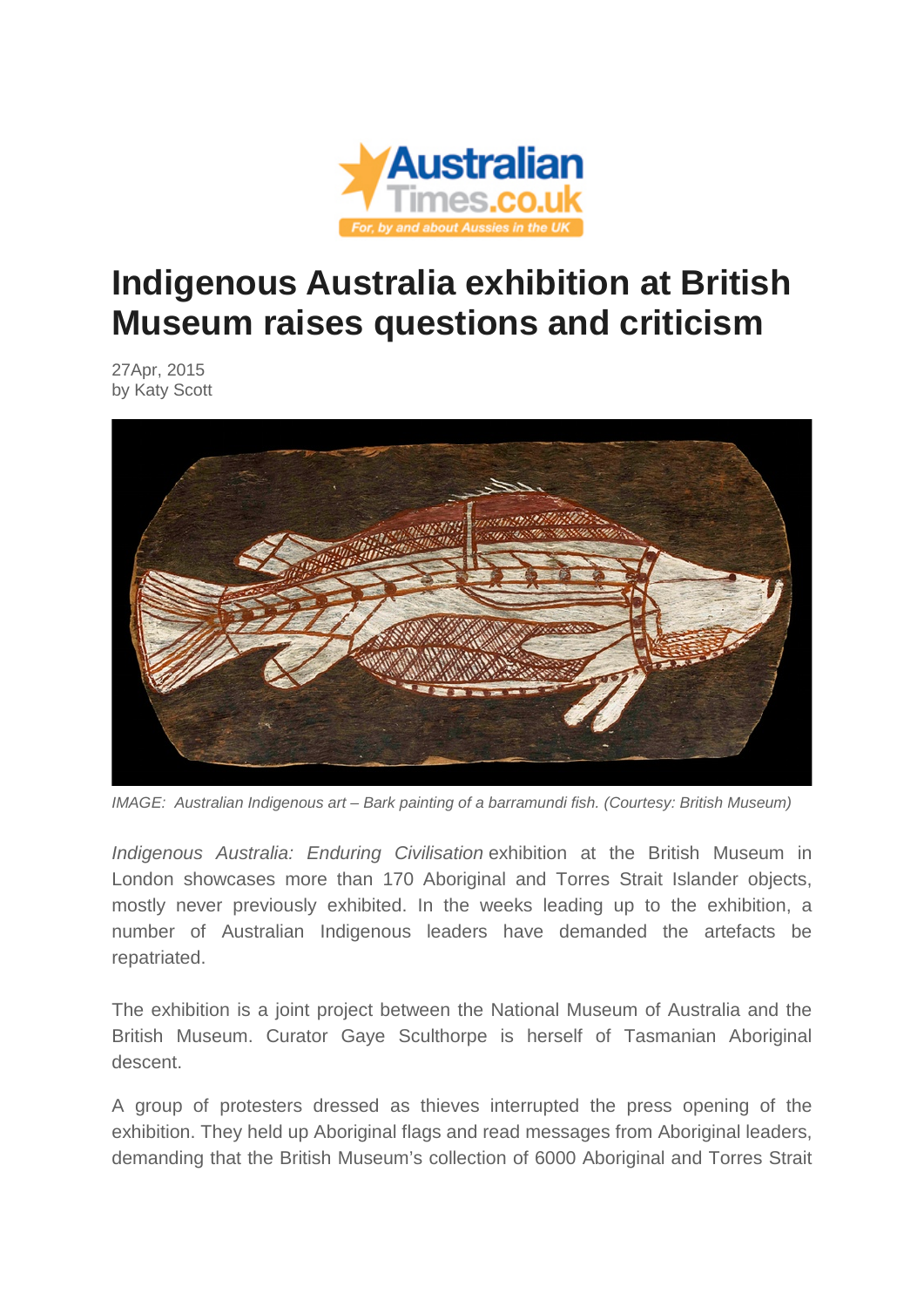# Indigenous Australia exhibition at British Museum raises questions and criticism

27Apr, 2015
by Katy Scott

*IMAGE: Australian Indigenous art – Bark painting of a barramundi fish. (Courtesy: British Museum)*

*Indigenous Australia: Enduring Civilisation* exhibition at the British Museum in London showcases more than 170 Aboriginal and Torres Strait Islander objects, mostly never previously exhibited. In the weeks leading up to the exhibition, a number of Australian Indigenous leaders have demanded the artefacts be repatriated.

The exhibition is a joint project between the National Museum of Australia and the British Museum. Curator Gaye Sculthorpe is herself of Tasmanian Aboriginal descent.

A group of protesters dressed as thieves interrupted the press opening of the exhibition. They held up Aboriginal flags and read messages from Aboriginal leaders, demanding that the British Museum's collection of 6000 Aboriginal and Torres Strait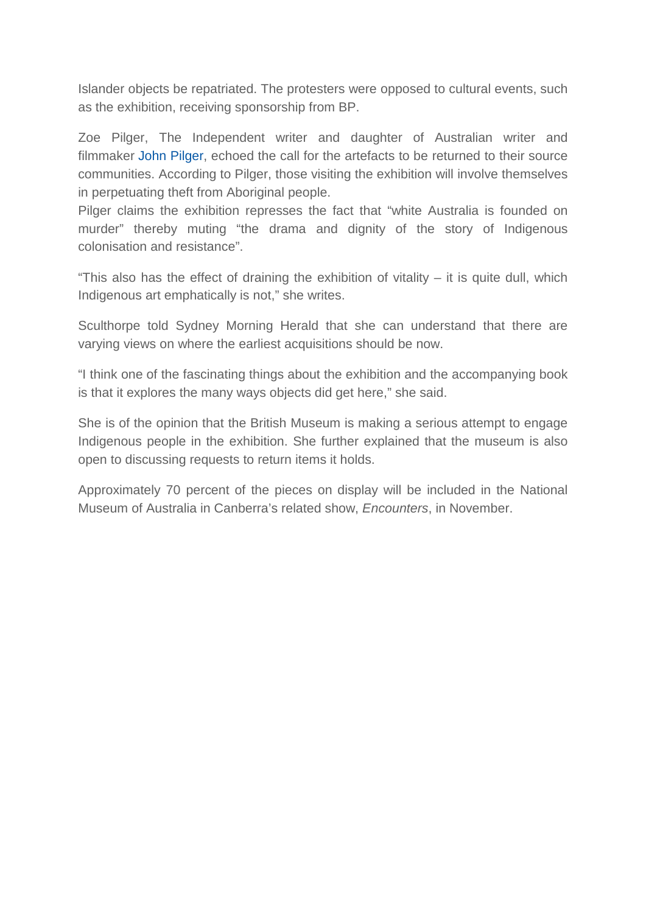Islander objects be repatriated. The protesters were opposed to cultural events, such as the exhibition, receiving sponsorship from BP.

Zoe Pilger, The Independent writer and daughter of Australian writer and filmmaker John Pilger, echoed the call for the artefacts to be returned to their source communities. According to Pilger, those visiting the exhibition will involve themselves in perpetuating theft from Aboriginal people.
Pilger claims the exhibition represses the fact that "white Australia is founded on murder" thereby muting "the drama and dignity of the story of Indigenous colonisation and resistance".

"This also has the effect of draining the exhibition of vitality – it is quite dull, which Indigenous art emphatically is not," she writes.

Sculthorpe told Sydney Morning Herald that she can understand that there are varying views on where the earliest acquisitions should be now.

"I think one of the fascinating things about the exhibition and the accompanying book is that it explores the many ways objects did get here," she said.

She is of the opinion that the British Museum is making a serious attempt to engage Indigenous people in the exhibition. She further explained that the museum is also open to discussing requests to return items it holds.

Approximately 70 percent of the pieces on display will be included in the National Museum of Australia in Canberra's related show, *Encounters*, in November.